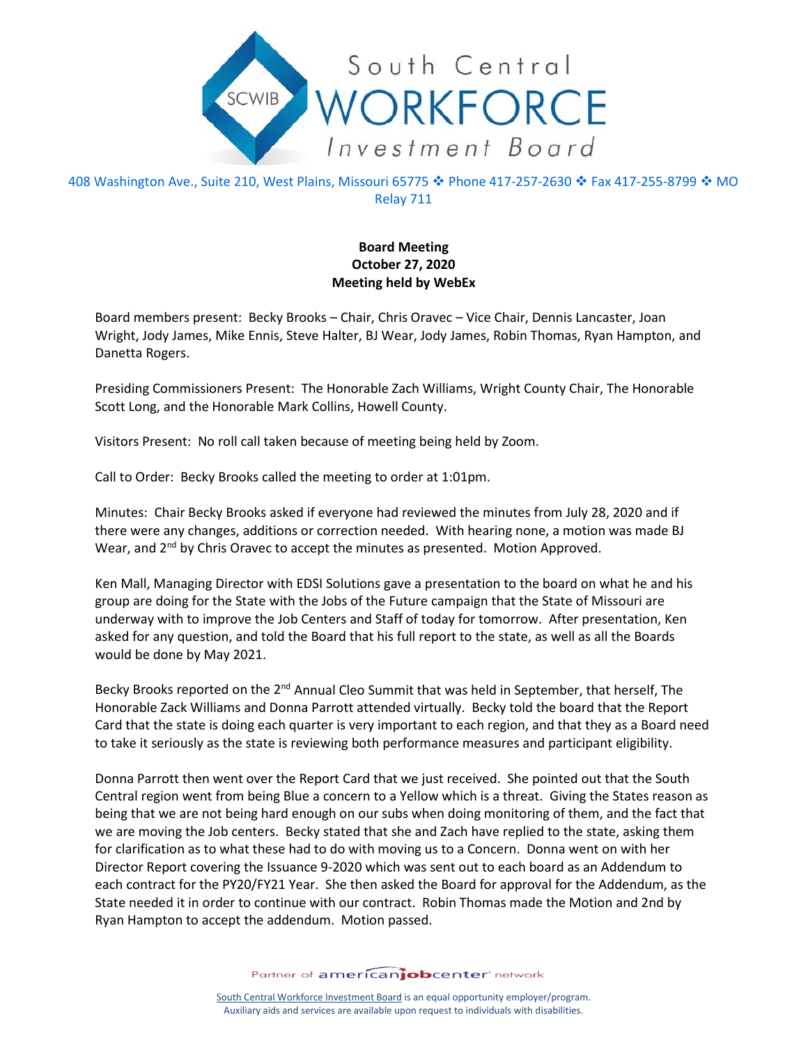South Central WORKFORCE Investment Board

408 Washington Ave., Suite 210, West Plains, Missouri 65775 ❖ Phone 417-257-2630 ❖ Fax 417-255-8799 ❖ MO Relay 711

**Board Meeting**
**October 27, 2020**
**Meeting held by WebEx**

Board members present: Becky Brooks – Chair, Chris Oravec – Vice Chair, Dennis Lancaster, Joan Wright, Jody James, Mike Ennis, Steve Halter, BJ Wear, Jody James, Robin Thomas, Ryan Hampton, and Danetta Rogers.

Presiding Commissioners Present: The Honorable Zach Williams, Wright County Chair, The Honorable Scott Long, and the Honorable Mark Collins, Howell County.

Visitors Present: No roll call taken because of meeting being held by Zoom.

Call to Order: Becky Brooks called the meeting to order at 1:01pm.

Minutes: Chair Becky Brooks asked if everyone had reviewed the minutes from July 28, 2020 and if there were any changes, additions or correction needed. With hearing none, a motion was made BJ Wear, and 2nd by Chris Oravec to accept the minutes as presented. Motion Approved.

Ken Mall, Managing Director with EDSI Solutions gave a presentation to the board on what he and his group are doing for the State with the Jobs of the Future campaign that the State of Missouri are underway with to improve the Job Centers and Staff of today for tomorrow. After presentation, Ken asked for any question, and told the Board that his full report to the state, as well as all the Boards would be done by May 2021.

Becky Brooks reported on the 2nd Annual Cleo Summit that was held in September, that herself, The Honorable Zack Williams and Donna Parrott attended virtually. Becky told the board that the Report Card that the state is doing each quarter is very important to each region, and that they as a Board need to take it seriously as the state is reviewing both performance measures and participant eligibility.

Donna Parrott then went over the Report Card that we just received. She pointed out that the South Central region went from being Blue a concern to a Yellow which is a threat. Giving the States reason as being that we are not being hard enough on our subs when doing monitoring of them, and the fact that we are moving the Job centers. Becky stated that she and Zach have replied to the state, asking them for clarification as to what these had to do with moving us to a Concern. Donna went on with her Director Report covering the Issuance 9-2020 which was sent out to each board as an Addendum to each contract for the PY20/FY21 Year. She then asked the Board for approval for the Addendum, as the State needed it in order to continue with our contract. Robin Thomas made the Motion and 2nd by Ryan Hampton to accept the addendum. Motion passed.

Partner of americanjobcenter network

South Central Workforce Investment Board is an equal opportunity employer/program.
Auxiliary aids and services are available upon request to individuals with disabilities.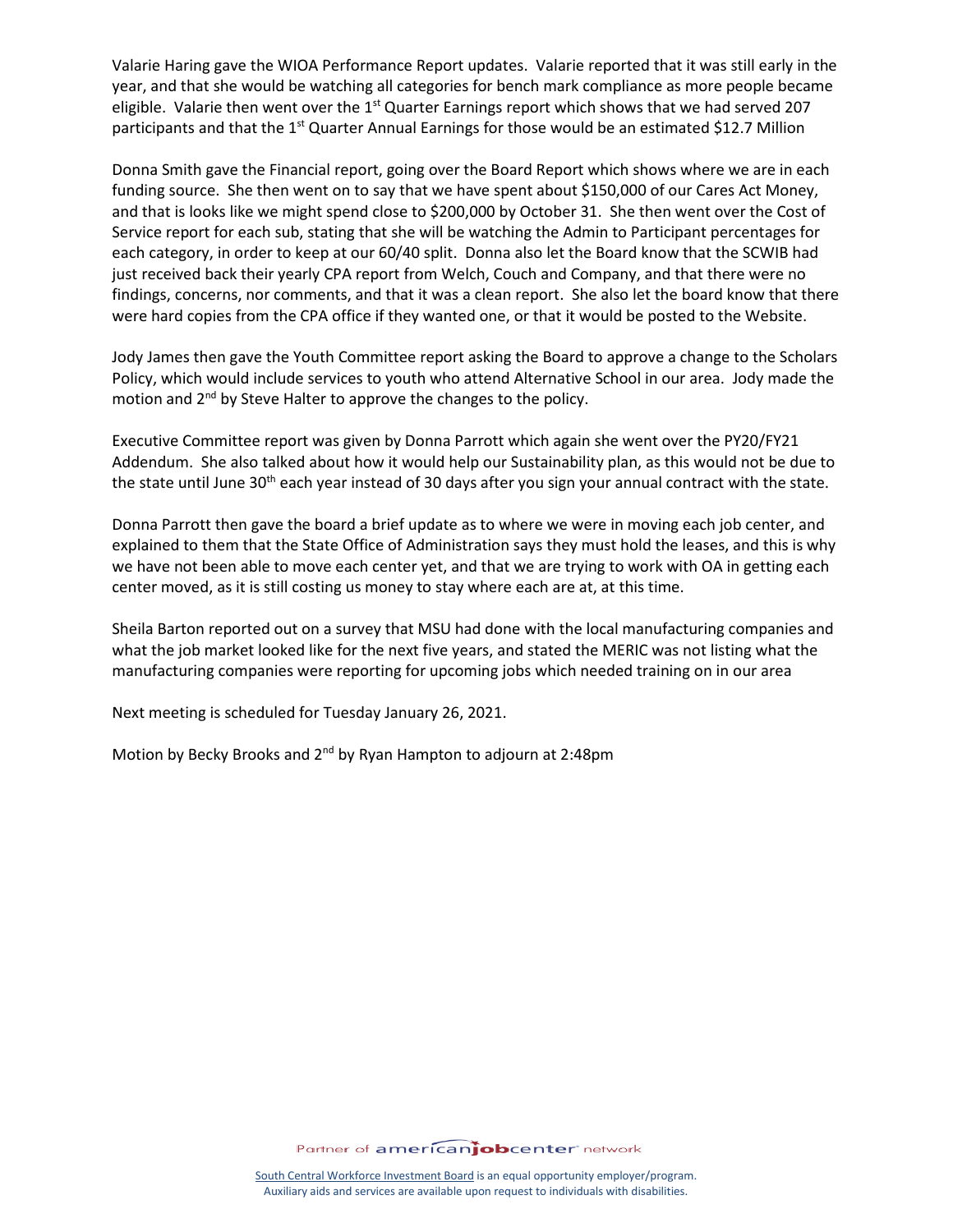Valarie Haring gave the WIOA Performance Report updates. Valarie reported that it was still early in the year, and that she would be watching all categories for bench mark compliance as more people became eligible. Valarie then went over the 1st Quarter Earnings report which shows that we had served 207 participants and that the 1st Quarter Annual Earnings for those would be an estimated $12.7 Million

Donna Smith gave the Financial report, going over the Board Report which shows where we are in each funding source. She then went on to say that we have spent about $150,000 of our Cares Act Money, and that is looks like we might spend close to $200,000 by October 31. She then went over the Cost of Service report for each sub, stating that she will be watching the Admin to Participant percentages for each category, in order to keep at our 60/40 split. Donna also let the Board know that the SCWIB had just received back their yearly CPA report from Welch, Couch and Company, and that there were no findings, concerns, nor comments, and that it was a clean report. She also let the board know that there were hard copies from the CPA office if they wanted one, or that it would be posted to the Website.

Jody James then gave the Youth Committee report asking the Board to approve a change to the Scholars Policy, which would include services to youth who attend Alternative School in our area. Jody made the motion and 2nd by Steve Halter to approve the changes to the policy.

Executive Committee report was given by Donna Parrott which again she went over the PY20/FY21 Addendum. She also talked about how it would help our Sustainability plan, as this would not be due to the state until June 30th each year instead of 30 days after you sign your annual contract with the state.

Donna Parrott then gave the board a brief update as to where we were in moving each job center, and explained to them that the State Office of Administration says they must hold the leases, and this is why we have not been able to move each center yet, and that we are trying to work with OA in getting each center moved, as it is still costing us money to stay where each are at, at this time.

Sheila Barton reported out on a survey that MSU had done with the local manufacturing companies and what the job market looked like for the next five years, and stated the MERIC was not listing what the manufacturing companies were reporting for upcoming jobs which needed training on in our area

Next meeting is scheduled for Tuesday January 26, 2021.

Motion by Becky Brooks and 2nd by Ryan Hampton to adjourn at 2:48pm

Partner of americanjobcenter network

South Central Workforce Investment Board is an equal opportunity employer/program.
Auxiliary aids and services are available upon request to individuals with disabilities.